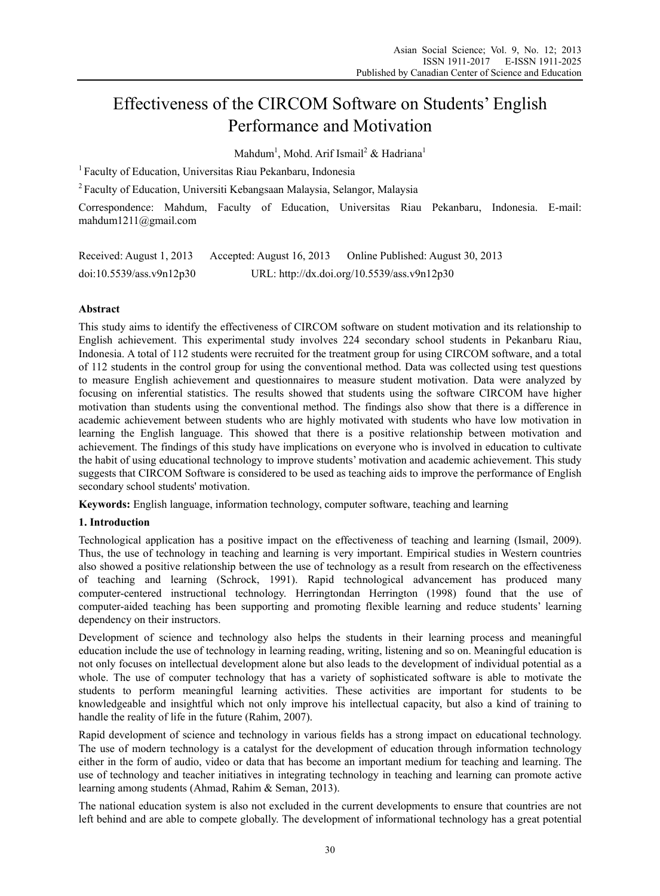# Effectiveness of the CIRCOM Software on Students' English Performance and Motivation

Mahdum[1], Mohd. Arif Ismail[2] & Hadriana[1]

[1] Faculty of Education, Universitas Riau Pekanbaru, Indonesia

[2] Faculty of Education, Universiti Kebangsaan Malaysia, Selangor, Malaysia

Correspondence: Mahdum, Faculty of Education, Universitas Riau Pekanbaru, Indonesia. E-mail: mahdum1211@gmail.com

Received: August 1, 2013 Accepted: August 16, 2013 Online Published: August 30, 2013

doi:10.5539/ass.v9n12p30 URL: http://dx.doi.org/10.5539/ass.v9n12p30

**Abstract**

This study aims to identify the effectiveness of CIRCOM software on student motivation and its relationship to English achievement. This experimental study involves 224 secondary school students in Pekanbaru Riau, Indonesia. A total of 112 students were recruited for the treatment group for using CIRCOM software, and a total of 112 students in the control group for using the conventional method. Data was collected using test questions to measure English achievement and questionnaires to measure student motivation. Data were analyzed by focusing on inferential statistics. The results showed that students using the software CIRCOM have higher motivation than students using the conventional method. The findings also show that there is a difference in academic achievement between students who are highly motivated with students who have low motivation in learning the English language. This showed that there is a positive relationship between motivation and achievement. The findings of this study have implications on everyone who is involved in education to cultivate the habit of using educational technology to improve students' motivation and academic achievement. This study suggests that CIRCOM Software is considered to be used as teaching aids to improve the performance of English secondary school students' motivation.

**Keywords:** English language, information technology, computer software, teaching and learning

## 1. Introduction

Technological application has a positive impact on the effectiveness of teaching and learning (Ismail, 2009). Thus, the use of technology in teaching and learning is very important. Empirical studies in Western countries also showed a positive relationship between the use of technology as a result from research on the effectiveness of teaching and learning (Schrock, 1991). Rapid technological advancement has produced many computer-centered instructional technology. Herringtondan Herrington (1998) found that the use of computer-aided teaching has been supporting and promoting flexible learning and reduce students' learning dependency on their instructors.

Development of science and technology also helps the students in their learning process and meaningful education include the use of technology in learning reading, writing, listening and so on. Meaningful education is not only focuses on intellectual development alone but also leads to the development of individual potential as a whole. The use of computer technology that has a variety of sophisticated software is able to motivate the students to perform meaningful learning activities. These activities are important for students to be knowledgeable and insightful which not only improve his intellectual capacity, but also a kind of training to handle the reality of life in the future (Rahim, 2007).

Rapid development of science and technology in various fields has a strong impact on educational technology. The use of modern technology is a catalyst for the development of education through information technology either in the form of audio, video or data that has become an important medium for teaching and learning. The use of technology and teacher initiatives in integrating technology in teaching and learning can promote active learning among students (Ahmad, Rahim & Seman, 2013).

The national education system is also not excluded in the current developments to ensure that countries are not left behind and are able to compete globally. The development of informational technology has a great potential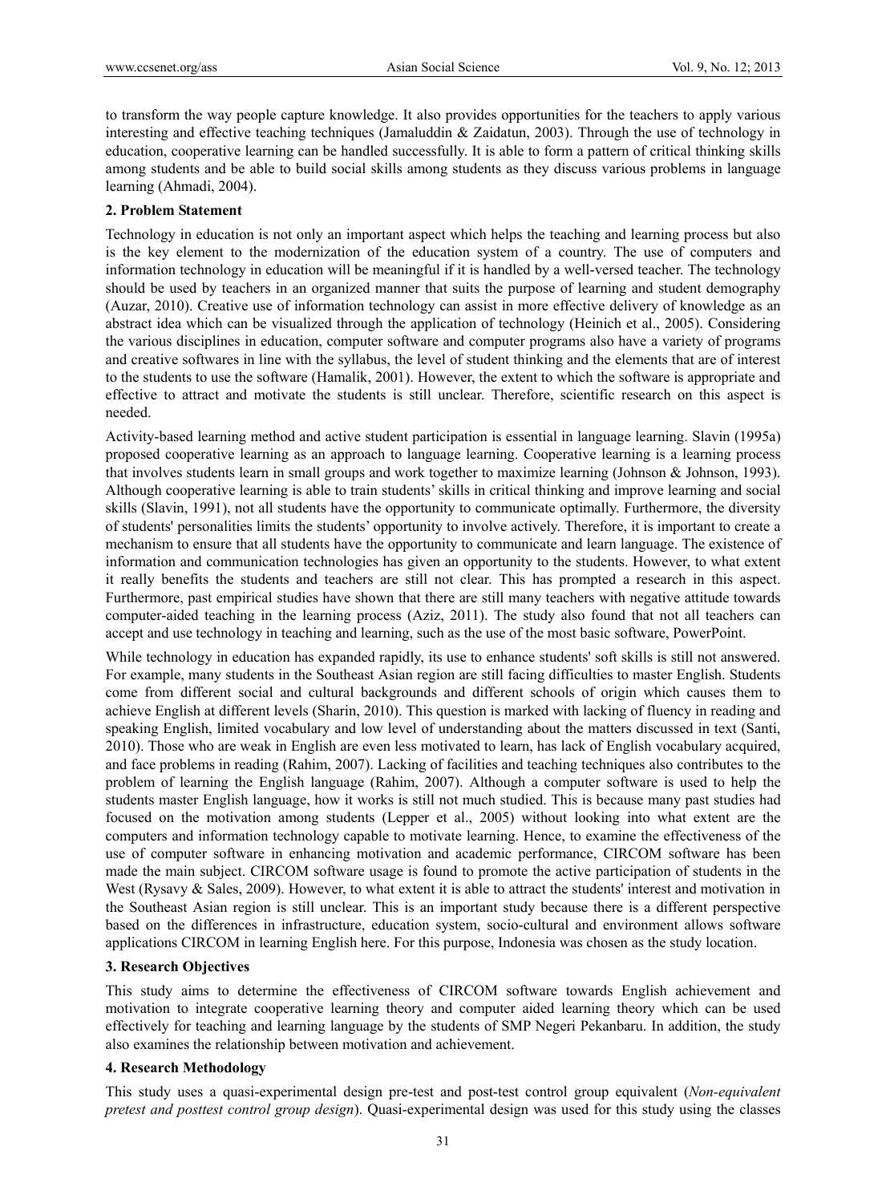to transform the way people capture knowledge. It also provides opportunities for the teachers to apply various interesting and effective teaching techniques (Jamaluddin & Zaidatun, 2003). Through the use of technology in education, cooperative learning can be handled successfully. It is able to form a pattern of critical thinking skills among students and be able to build social skills among students as they discuss various problems in language learning (Ahmadi, 2004).

## 2. Problem Statement

Technology in education is not only an important aspect which helps the teaching and learning process but also is the key element to the modernization of the education system of a country. The use of computers and information technology in education will be meaningful if it is handled by a well-versed teacher. The technology should be used by teachers in an organized manner that suits the purpose of learning and student demography (Auzar, 2010). Creative use of information technology can assist in more effective delivery of knowledge as an abstract idea which can be visualized through the application of technology (Heinich et al., 2005). Considering the various disciplines in education, computer software and computer programs also have a variety of programs and creative softwares in line with the syllabus, the level of student thinking and the elements that are of interest to the students to use the software (Hamalik, 2001). However, the extent to which the software is appropriate and effective to attract and motivate the students is still unclear. Therefore, scientific research on this aspect is needed.

Activity-based learning method and active student participation is essential in language learning. Slavin (1995a) proposed cooperative learning as an approach to language learning. Cooperative learning is a learning process that involves students learn in small groups and work together to maximize learning (Johnson & Johnson, 1993). Although cooperative learning is able to train students' skills in critical thinking and improve learning and social skills (Slavin, 1991), not all students have the opportunity to communicate optimally. Furthermore, the diversity of students' personalities limits the students' opportunity to involve actively. Therefore, it is important to create a mechanism to ensure that all students have the opportunity to communicate and learn language. The existence of information and communication technologies has given an opportunity to the students. However, to what extent it really benefits the students and teachers are still not clear. This has prompted a research in this aspect. Furthermore, past empirical studies have shown that there are still many teachers with negative attitude towards computer-aided teaching in the learning process (Aziz, 2011). The study also found that not all teachers can accept and use technology in teaching and learning, such as the use of the most basic software, PowerPoint.

While technology in education has expanded rapidly, its use to enhance students' soft skills is still not answered. For example, many students in the Southeast Asian region are still facing difficulties to master English. Students come from different social and cultural backgrounds and different schools of origin which causes them to achieve English at different levels (Sharin, 2010). This question is marked with lacking of fluency in reading and speaking English, limited vocabulary and low level of understanding about the matters discussed in text (Santi, 2010). Those who are weak in English are even less motivated to learn, has lack of English vocabulary acquired, and face problems in reading (Rahim, 2007). Lacking of facilities and teaching techniques also contributes to the problem of learning the English language (Rahim, 2007). Although a computer software is used to help the students master English language, how it works is still not much studied. This is because many past studies had focused on the motivation among students (Lepper et al., 2005) without looking into what extent are the computers and information technology capable to motivate learning. Hence, to examine the effectiveness of the use of computer software in enhancing motivation and academic performance, CIRCOM software has been made the main subject. CIRCOM software usage is found to promote the active participation of students in the West (Rysavy & Sales, 2009). However, to what extent it is able to attract the students' interest and motivation in the Southeast Asian region is still unclear. This is an important study because there is a different perspective based on the differences in infrastructure, education system, socio-cultural and environment allows software applications CIRCOM in learning English here. For this purpose, Indonesia was chosen as the study location.

## 3. Research Objectives

This study aims to determine the effectiveness of CIRCOM software towards English achievement and motivation to integrate cooperative learning theory and computer aided learning theory which can be used effectively for teaching and learning language by the students of SMP Negeri Pekanbaru. In addition, the study also examines the relationship between motivation and achievement.

## 4. Research Methodology

This study uses a quasi-experimental design pre-test and post-test control group equivalent (*Non-equivalent pretest and posttest control group design*). Quasi-experimental design was used for this study using the classes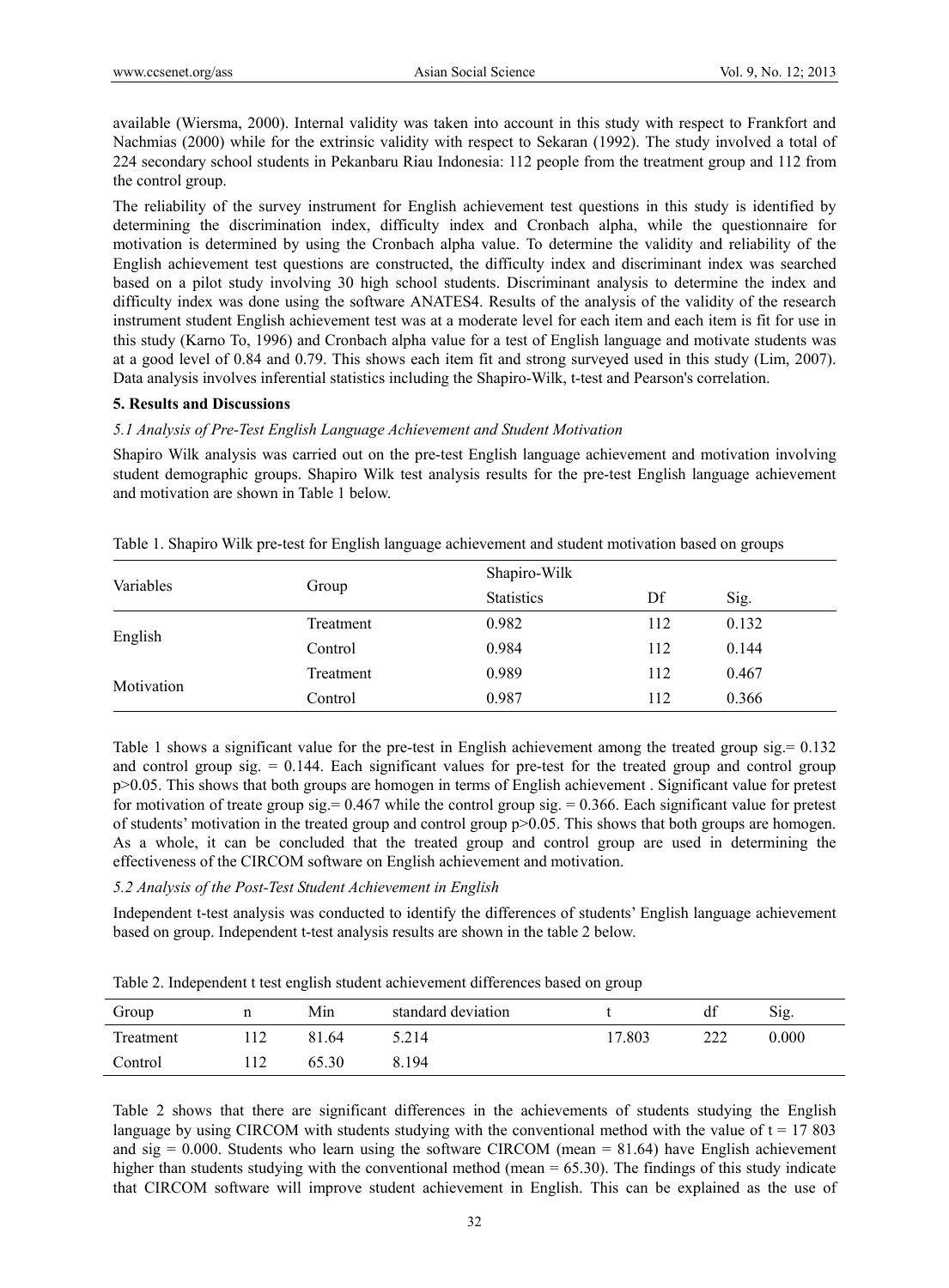available (Wiersma, 2000). Internal validity was taken into account in this study with respect to Frankfort and Nachmias (2000) while for the extrinsic validity with respect to Sekaran (1992). The study involved a total of 224 secondary school students in Pekanbaru Riau Indonesia: 112 people from the treatment group and 112 from the control group.

The reliability of the survey instrument for English achievement test questions in this study is identified by determining the discrimination index, difficulty index and Cronbach alpha, while the questionnaire for motivation is determined by using the Cronbach alpha value. To determine the validity and reliability of the English achievement test questions are constructed, the difficulty index and discriminant index was searched based on a pilot study involving 30 high school students. Discriminant analysis to determine the index and difficulty index was done using the software ANATES4. Results of the analysis of the validity of the research instrument student English achievement test was at a moderate level for each item and each item is fit for use in this study (Karno To, 1996) and Cronbach alpha value for a test of English language and motivate students was at a good level of 0.84 and 0.79. This shows each item fit and strong surveyed used in this study (Lim, 2007). Data analysis involves inferential statistics including the Shapiro-Wilk, t-test and Pearson's correlation.

## 5. Results and Discussions

### *5.1 Analysis of Pre-Test English Language Achievement and Student Motivation*

Shapiro Wilk analysis was carried out on the pre-test English language achievement and motivation involving student demographic groups. Shapiro Wilk test analysis results for the pre-test English language achievement and motivation are shown in Table 1 below.

Table 1. Shapiro Wilk pre-test for English language achievement and student motivation based on groups

| Variables | Group | Shapiro-Wilk | | |
|---|---|---|---|---|
| | | Statistics | Df | Sig. |
| English | Treatment | 0.982 | 112 | 0.132 |
| | Control | 0.984 | 112 | 0.144 |
| Motivation | Treatment | 0.989 | 112 | 0.467 |
| | Control | 0.987 | 112 | 0.366 |

Table 1 shows a significant value for the pre-test in English achievement among the treated group sig.= 0.132 and control group sig. = 0.144. Each significant values for pre-test for the treated group and control group $p>0.05$. This shows that both groups are homogen in terms of English achievement . Significant value for pretest for motivation of treate group sig.= 0.467 while the control group sig. = 0.366. Each significant value for pretest of students' motivation in the treated group and control group $p>0.05$. This shows that both groups are homogen. As a whole, it can be concluded that the treated group and control group are used in determining the effectiveness of the CIRCOM software on English achievement and motivation.

### *5.2 Analysis of the Post-Test Student Achievement in English*

Independent t-test analysis was conducted to identify the differences of students' English language achievement based on group. Independent t-test analysis results are shown in the table 2 below.

Table 2. Independent t test english student achievement differences based on group

| Group | n | Min | standard deviation | t | df | Sig. |
|---|---|---|---|---|---|---|
| Treatment | 112 | 81.64 | 5.214 | 17.803 | 222 | 0.000 |
| Control | 112 | 65.30 | 8.194 | | | |

Table 2 shows that there are significant differences in the achievements of students studying the English language by using CIRCOM with students studying with the conventional method with the value of t = 17 803 and sig = 0.000. Students who learn using the software CIRCOM (mean = 81.64) have English achievement higher than students studying with the conventional method (mean = 65.30). The findings of this study indicate that CIRCOM software will improve student achievement in English. This can be explained as the use of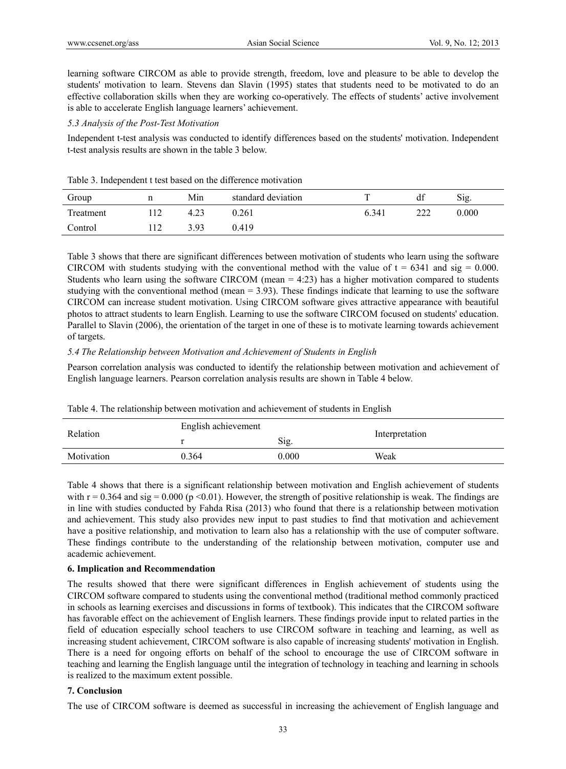learning software CIRCOM as able to provide strength, freedom, love and pleasure to be able to develop the students' motivation to learn. Stevens dan Slavin (1995) states that students need to be motivated to do an effective collaboration skills when they are working co-operatively. The effects of students' active involvement is able to accelerate English language learners' achievement.

### *5.3 Analysis of the Post-Test Motivation*

Independent t-test analysis was conducted to identify differences based on the students' motivation. Independent t-test analysis results are shown in the table 3 below.

Table 3. Independent t test based on the difference motivation

| Group | n | Min | standard deviation | T | df | Sig. |
|---|---|---|---|---|---|---|
| Treatment | 112 | 4.23 | 0.261 | 6.341 | 222 | 0.000 |
| Control | 112 | 3.93 | 0.419 | | | |

Table 3 shows that there are significant differences between motivation of students who learn using the software CIRCOM with students studying with the conventional method with the value of t = 6341 and sig = 0.000. Students who learn using the software CIRCOM (mean = 4:23) has a higher motivation compared to students studying with the conventional method (mean = 3.93). These findings indicate that learning to use the software CIRCOM can increase student motivation. Using CIRCOM software gives attractive appearance with beautiful photos to attract students to learn English. Learning to use the software CIRCOM focused on students' education. Parallel to Slavin (2006), the orientation of the target in one of these is to motivate learning towards achievement of targets.

### *5.4 The Relationship between Motivation and Achievement of Students in English*

Pearson correlation analysis was conducted to identify the relationship between motivation and achievement of English language learners. Pearson correlation analysis results are shown in Table 4 below.

Table 4. The relationship between motivation and achievement of students in English

| Relation | English achievement | | Interpretation |
|---|---|---|---|
| | r | Sig. | |
| Motivation | 0.364 | 0.000 | Weak |

Table 4 shows that there is a significant relationship between motivation and English achievement of students with r = 0.364 and sig = 0.000 ($p < 0.01$). However, the strength of positive relationship is weak. The findings are in line with studies conducted by Fahda Risa (2013) who found that there is a relationship between motivation and achievement. This study also provides new input to past studies to find that motivation and achievement have a positive relationship, and motivation to learn also has a relationship with the use of computer software. These findings contribute to the understanding of the relationship between motivation, computer use and academic achievement.

## 6. Implication and Recommendation

The results showed that there were significant differences in English achievement of students using the CIRCOM software compared to students using the conventional method (traditional method commonly practiced in schools as learning exercises and discussions in forms of textbook). This indicates that the CIRCOM software has favorable effect on the achievement of English learners. These findings provide input to related parties in the field of education especially school teachers to use CIRCOM software in teaching and learning, as well as increasing student achievement, CIRCOM software is also capable of increasing students' motivation in English. There is a need for ongoing efforts on behalf of the school to encourage the use of CIRCOM software in teaching and learning the English language until the integration of technology in teaching and learning in schools is realized to the maximum extent possible.

## 7. Conclusion

The use of CIRCOM software is deemed as successful in increasing the achievement of English language and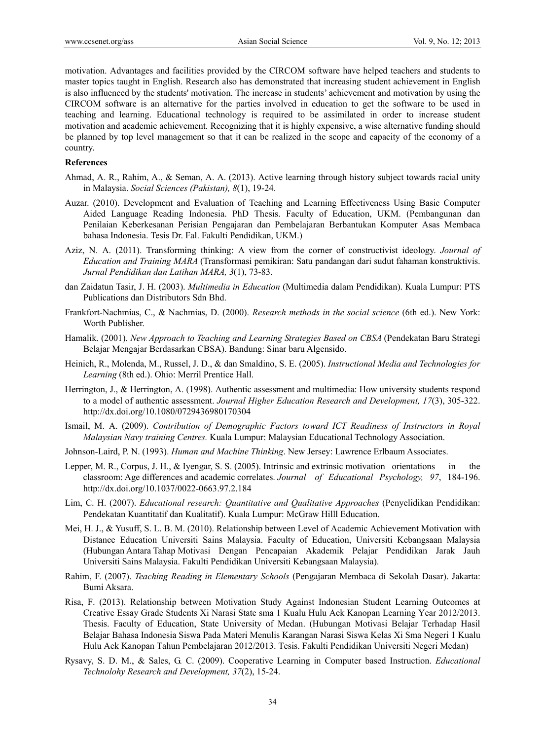motivation. Advantages and facilities provided by the CIRCOM software have helped teachers and students to master topics taught in English. Research also has demonstrated that increasing student achievement in English is also influenced by the students' motivation. The increase in students' achievement and motivation by using the CIRCOM software is an alternative for the parties involved in education to get the software to be used in teaching and learning. Educational technology is required to be assimilated in order to increase student motivation and academic achievement. Recognizing that it is highly expensive, a wise alternative funding should be planned by top level management so that it can be realized in the scope and capacity of the economy of a country.

## References

Ahmad, A. R., Rahim, A., & Seman, A. A. (2013). Active learning through history subject towards racial unity in Malaysia. *Social Sciences (Pakistan), 8*(1), 19-24.

Auzar. (2010). Development and Evaluation of Teaching and Learning Effectiveness Using Basic Computer Aided Language Reading Indonesia. PhD Thesis. Faculty of Education, UKM. (Pembangunan dan Penilaian Keberkesanan Perisian Pengajaran dan Pembelajaran Berbantukan Komputer Asas Membaca bahasa Indonesia. Tesis Dr. Fal. Fakulti Pendidikan, UKM.)

Aziz, N. A. (2011). Transforming thinking: A view from the corner of constructivist ideology. *Journal of Education and Training MARA* (Transformasi pemikiran: Satu pandangan dari sudut fahaman konstruktivis. *Jurnal Pendidikan dan Latihan MARA, 3*(1), 73-83.

dan Zaidatun Tasir, J. H. (2003). *Multimedia in Education* (Multimedia dalam Pendidikan). Kuala Lumpur: PTS Publications dan Distributors Sdn Bhd.

Frankfort-Nachmias, C., & Nachmias, D. (2000). *Research methods in the social science* (6th ed.). New York: Worth Publisher.

Hamalik. (2001). *New Approach to Teaching and Learning Strategies Based on CBSA* (Pendekatan Baru Strategi Belajar Mengajar Berdasarkan CBSA). Bandung: Sinar baru Algensido.

Heinich, R., Molenda, M., Russel, J. D., & dan Smaldino, S. E. (2005). *Instructional Media and Technologies for Learning* (8th ed.). Ohio: Merril Prentice Hall.

Herrington, J., & Herrington, A. (1998). Authentic assessment and multimedia: How university students respond to a model of authentic assessment. *Journal Higher Education Research and Development, 17*(3), 305-322. http://dx.doi.org/10.1080/0729436980170304

Ismail, M. A. (2009). *Contribution of Demographic Factors toward ICT Readiness of Instructors in Royal Malaysian Navy training Centres.* Kuala Lumpur: Malaysian Educational Technology Association.

Johnson-Laird, P. N. (1993). *Human and Machine Thinking*. New Jersey: Lawrence Erlbaum Associates.

Lepper, M. R., Corpus, J. H., & Iyengar, S. S. (2005). Intrinsic and extrinsic motivation orientations in the classroom: Age differences and academic correlates. *Journal of Educational Psychology, 97*, 184-196. http://dx.doi.org/10.1037/0022-0663.97.2.184

Lim, C. H. (2007). *Educational research: Quantitative and Qualitative Approaches* (Penyelidikan Pendidikan: Pendekatan Kuantitatif dan Kualitatif). Kuala Lumpur: McGraw Hilll Education.

Mei, H. J., & Yusuff, S. L. B. M. (2010). Relationship between Level of Academic Achievement Motivation with Distance Education Universiti Sains Malaysia. Faculty of Education, Universiti Kebangsaan Malaysia (Hubungan Antara Tahap Motivasi Dengan Pencapaian Akademik Pelajar Pendidikan Jarak Jauh Universiti Sains Malaysia. Fakulti Pendidikan Universiti Kebangsaan Malaysia).

Rahim, F. (2007). *Teaching Reading in Elementary Schools* (Pengajaran Membaca di Sekolah Dasar). Jakarta: Bumi Aksara.

Risa, F. (2013). Relationship between Motivation Study Against Indonesian Student Learning Outcomes at Creative Essay Grade Students Xi Narasi State sma 1 Kualu Hulu Aek Kanopan Learning Year 2012/2013. Thesis. Faculty of Education, State University of Medan. (Hubungan Motivasi Belajar Terhadap Hasil Belajar Bahasa Indonesia Siswa Pada Materi Menulis Karangan Narasi Siswa Kelas Xi Sma Negeri 1 Kualu Hulu Aek Kanopan Tahun Pembelajaran 2012/2013. Tesis. Fakulti Pendidikan Universiti Negeri Medan)

Rysavy, S. D. M., & Sales, G. C. (2009). Cooperative Learning in Computer based Instruction. *Educational Technolohy Research and Development, 37*(2), 15-24.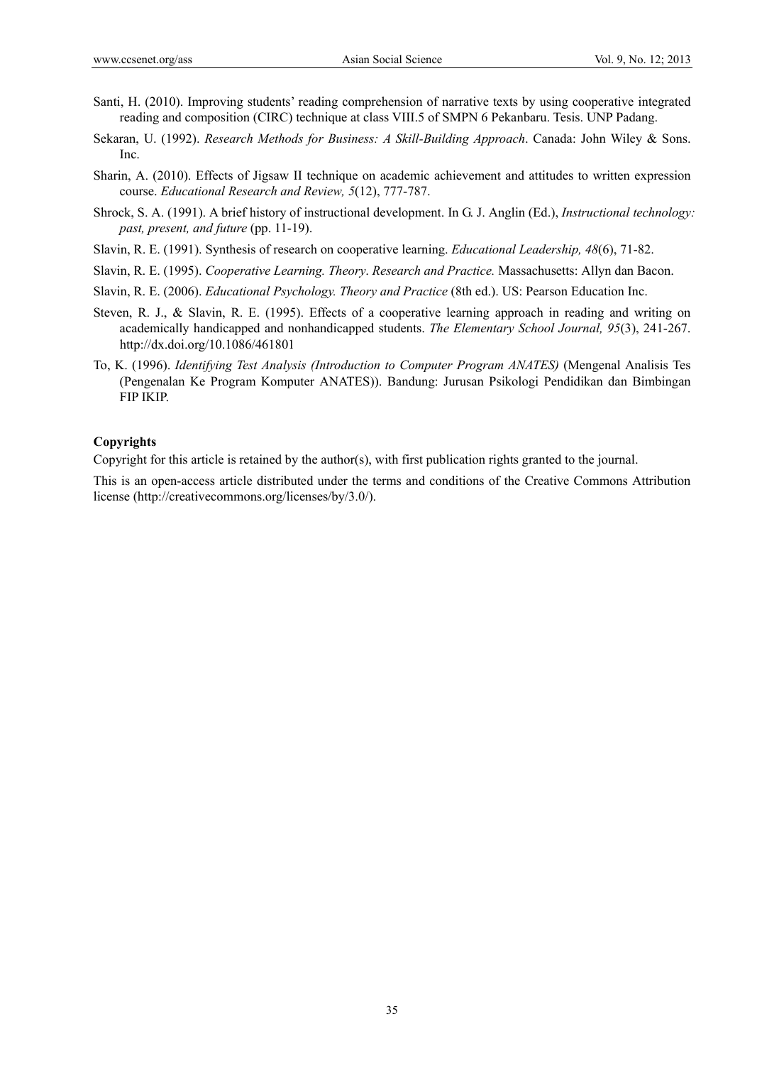Santi, H. (2010). Improving students' reading comprehension of narrative texts by using cooperative integrated reading and composition (CIRC) technique at class VIII.5 of SMPN 6 Pekanbaru. Tesis. UNP Padang.

Sekaran, U. (1992). *Research Methods for Business: A Skill-Building Approach*. Canada: John Wiley & Sons. Inc.

Sharin, A. (2010). Effects of Jigsaw II technique on academic achievement and attitudes to written expression course. *Educational Research and Review, 5*(12), 777-787.

Shrock, S. A. (1991). A brief history of instructional development. In G. J. Anglin (Ed.), *Instructional technology: past, present, and future* (pp. 11-19).

Slavin, R. E. (1991). Synthesis of research on cooperative learning. *Educational Leadership, 48*(6), 71-82.

Slavin, R. E. (1995). *Cooperative Learning. Theory*. *Research and Practice.* Massachusetts: Allyn dan Bacon.

Slavin, R. E. (2006). *Educational Psychology. Theory and Practice* (8th ed.). US: Pearson Education Inc.

Steven, R. J., & Slavin, R. E. (1995). Effects of a cooperative learning approach in reading and writing on academically handicapped and nonhandicapped students. *The Elementary School Journal, 95*(3), 241-267. http://dx.doi.org/10.1086/461801

To, K. (1996). *Identifying Test Analysis (Introduction to Computer Program ANATES)* (Mengenal Analisis Tes (Pengenalan Ke Program Komputer ANATES)). Bandung: Jurusan Psikologi Pendidikan dan Bimbingan FIP IKIP.

**Copyrights**

Copyright for this article is retained by the author(s), with first publication rights granted to the journal.

This is an open-access article distributed under the terms and conditions of the Creative Commons Attribution license (http://creativecommons.org/licenses/by/3.0/).